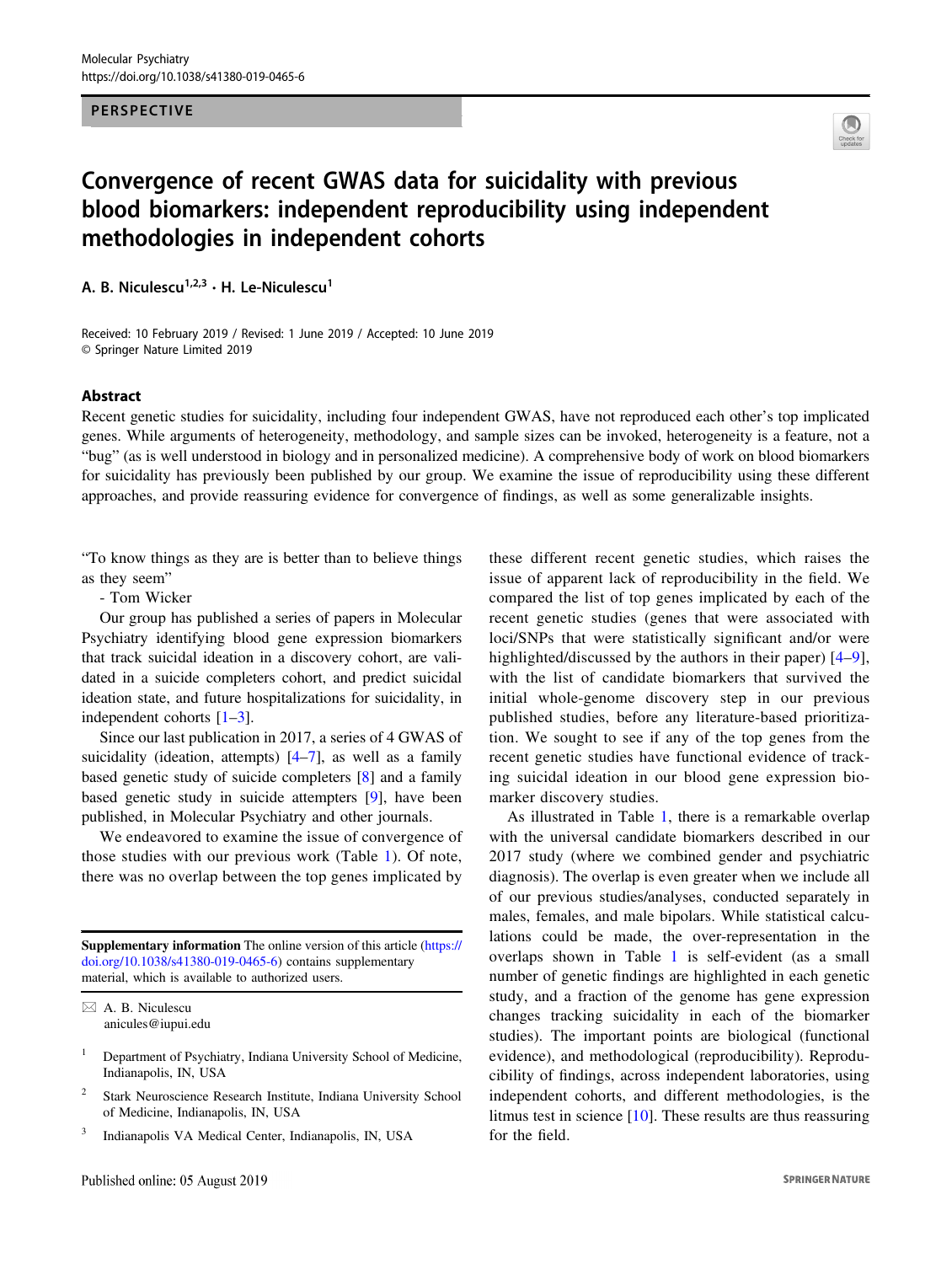PERSPECTIVE

# Convergence of recent GWAS data for suicidality with previous blood biomarkers: independent reproducibility using independent methodologies in independent cohorts

A. B. Niculescu[1,2,3] · H. Le-Niculescu[1]

Received: 10 February 2019 / Revised: 1 June 2019 / Accepted: 10 June 2019
© Springer Nature Limited 2019

## Abstract

Recent genetic studies for suicidality, including four independent GWAS, have not reproduced each other's top implicated genes. While arguments of heterogeneity, methodology, and sample sizes can be invoked, heterogeneity is a feature, not a "bug" (as is well understood in biology and in personalized medicine). A comprehensive body of work on blood biomarkers for suicidality has previously been published by our group. We examine the issue of reproducibility using these different approaches, and provide reassuring evidence for convergence of findings, as well as some generalizable insights.

"To know things as they are is better than to believe things as they seem"

- Tom Wicker

Our group has published a series of papers in Molecular Psychiatry identifying blood gene expression biomarkers that track suicidal ideation in a discovery cohort, are validated in a suicide completers cohort, and predict suicidal ideation state, and future hospitalizations for suicidality, in independent cohorts [1–3].

Since our last publication in 2017, a series of 4 GWAS of suicidality (ideation, attempts) [4–7], as well as a family based genetic study of suicide completers [8] and a family based genetic study in suicide attempters [9], have been published, in Molecular Psychiatry and other journals.

We endeavored to examine the issue of convergence of those studies with our previous work (Table 1). Of note, there was no overlap between the top genes implicated by these different recent genetic studies, which raises the issue of apparent lack of reproducibility in the field. We compared the list of top genes implicated by each of the recent genetic studies (genes that were associated with loci/SNPs that were statistically significant and/or were highlighted/discussed by the authors in their paper) [4–9], with the list of candidate biomarkers that survived the initial whole-genome discovery step in our previous published studies, before any literature-based prioritization. We sought to see if any of the top genes from the recent genetic studies have functional evidence of tracking suicidal ideation in our blood gene expression biomarker discovery studies.

As illustrated in Table 1, there is a remarkable overlap with the universal candidate biomarkers described in our 2017 study (where we combined gender and psychiatric diagnosis). The overlap is even greater when we include all of our previous studies/analyses, conducted separately in males, females, and male bipolars. While statistical calculations could be made, the over-representation in the overlaps shown in Table 1 is self-evident (as a small number of genetic findings are highlighted in each genetic study, and a fraction of the genome has gene expression changes tracking suicidality in each of the biomarker studies). The important points are biological (functional evidence), and methodological (reproducibility). Reproducibility of findings, across independent laboratories, using independent cohorts, and different methodologies, is the litmus test in science [10]. These results are thus reassuring for the field.

**Supplementary information** The online version of this article (https://doi.org/10.1038/s41380-019-0465-6) contains supplementary material, which is available to authorized users.

✉ A. B. Niculescu
anicules@iupui.edu

[1] Department of Psychiatry, Indiana University School of Medicine, Indianapolis, IN, USA

[2] Stark Neuroscience Research Institute, Indiana University School of Medicine, Indianapolis, IN, USA

[3] Indianapolis VA Medical Center, Indianapolis, IN, USA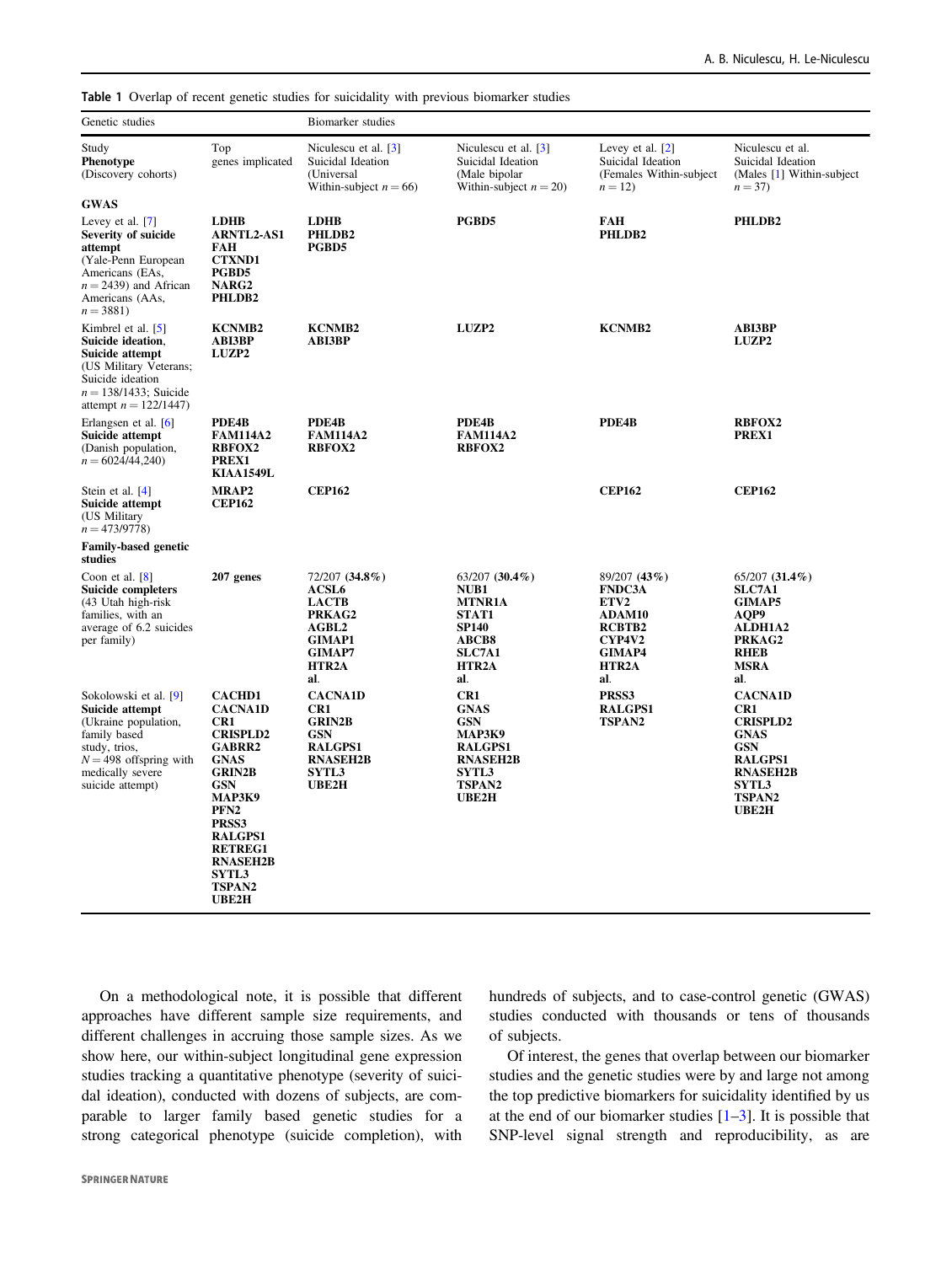**Table 1** Overlap of recent genetic studies for suicidality with previous biomarker studies

| Genetic studies | | Biomarker studies | | | |
|---|---|---|---|---|---|
| Study **Phenotype** (Discovery cohorts) | Top genes implicated | Niculescu et al. [3] Suicidal Ideation (Universal Within-subject $n = 66$) | Niculescu et al. [3] Suicidal Ideation (Male bipolar Within-subject $n = 20$) | Levey et al. [2] Suicidal Ideation (Females Within-subject $n = 12$) | Niculescu et al. Suicidal Ideation (Males [1] Within-subject $n = 37$) |
| **GWAS** | | | | | |
| Levey et al. [7] **Severity of suicide attempt** (Yale-Penn European Americans (EAs, $n = 2439$) and African Americans (AAs, $n = 3881$) | **LDHB ARNTL2-AS1 FAH CTXND1 PGBD5 NARG2 PHLDB2** | **LDHB PHLDB2 PGBD5** | **PGBD5** | **FAH PHLDB2** | **PHLDB2** |
| Kimbrel et al. [5] **Suicide ideation, Suicide attempt** (US Military Veterans; Suicide ideation $n = 138/1433$; Suicide attempt $n = 122/1447$) | **KCNMB2 ABI3BP LUZP2** | **KCNMB2 ABI3BP** | **LUZP2** | **KCNMB2** | **ABI3BP LUZP2** |
| Erlangsen et al. [6] **Suicide attempt** (Danish population, $n = 6024/44,240$) | **PDE4B FAM114A2 RBFOX2 PREX1 KIAA1549L** | **PDE4B FAM114A2 RBFOX2** | **PDE4B FAM114A2 RBFOX2** | **PDE4B** | **RBFOX2 PREX1** |
| Stein et al. [4] **Suicide attempt** (US Military $n = 473/9778$) | **MRAP2 CEP162** | **CEP162** | | **CEP162** | **CEP162** |
| **Family-based genetic studies** | | | | | |
| Coon et al. [8] **Suicide completers** (43 Utah high-risk families, with an average of 6.2 suicides per family) | **207 genes** | 72/207 (**34.8%**) **ACSL6 LACTB PRKAG2 AGBL2 GIMAP1 GIMAP7 HTR2A al.** | 63/207 (**30.4%**) **NUB1 MTNR1A STAT1 SP140 ABCB8 SLC7A1 HTR2A al.** | 89/207 (**43%**) **FNDC3A ETV2 ADAM10 RCBTB2 CYP4V2 GIMAP4 HTR2A al.** | 65/207 (**31.4%**) **SLC7A1 GIMAP5 AQP9 ALDH1A2 PRKAG2 RHEB MSRA al.** |
| Sokolowski et al. [9] **Suicide attempt** (Ukraine population, family based study, trios, $N = 498$ offspring with medically severe suicide attempt) | **CACHD1 CACNA1D CR1 CRISPLD2 GABRR2 GNAS GRIN2B GSN MAP3K9 PFN2 PRSS3 RALGPS1 RETREG1 RNASEH2B SYTL3 TSPAN2 UBE2H** | **CACNA1D CR1 GRIN2B GSN RALGPS1 RNASEH2B SYTL3 UBE2H** | **CR1 GNAS GSN MAP3K9 RALGPS1 RNASEH2B SYTL3 TSPAN2 UBE2H** | **PRSS3 RALGPS1 TSPAN2** | **CACNA1D CR1 CRISPLD2 GNAS GSN RALGPS1 RNASEH2B SYTL3 TSPAN2 UBE2H** |

On a methodological note, it is possible that different approaches have different sample size requirements, and different challenges in accruing those sample sizes. As we show here, our within-subject longitudinal gene expression studies tracking a quantitative phenotype (severity of suicidal ideation), conducted with dozens of subjects, are comparable to larger family based genetic studies for a strong categorical phenotype (suicide completion), with hundreds of subjects, and to case-control genetic (GWAS) studies conducted with thousands or tens of thousands of subjects.

Of interest, the genes that overlap between our biomarker studies and the genetic studies were by and large not among the top predictive biomarkers for suicidality identified by us at the end of our biomarker studies [1–3]. It is possible that SNP-level signal strength and reproducibility, as are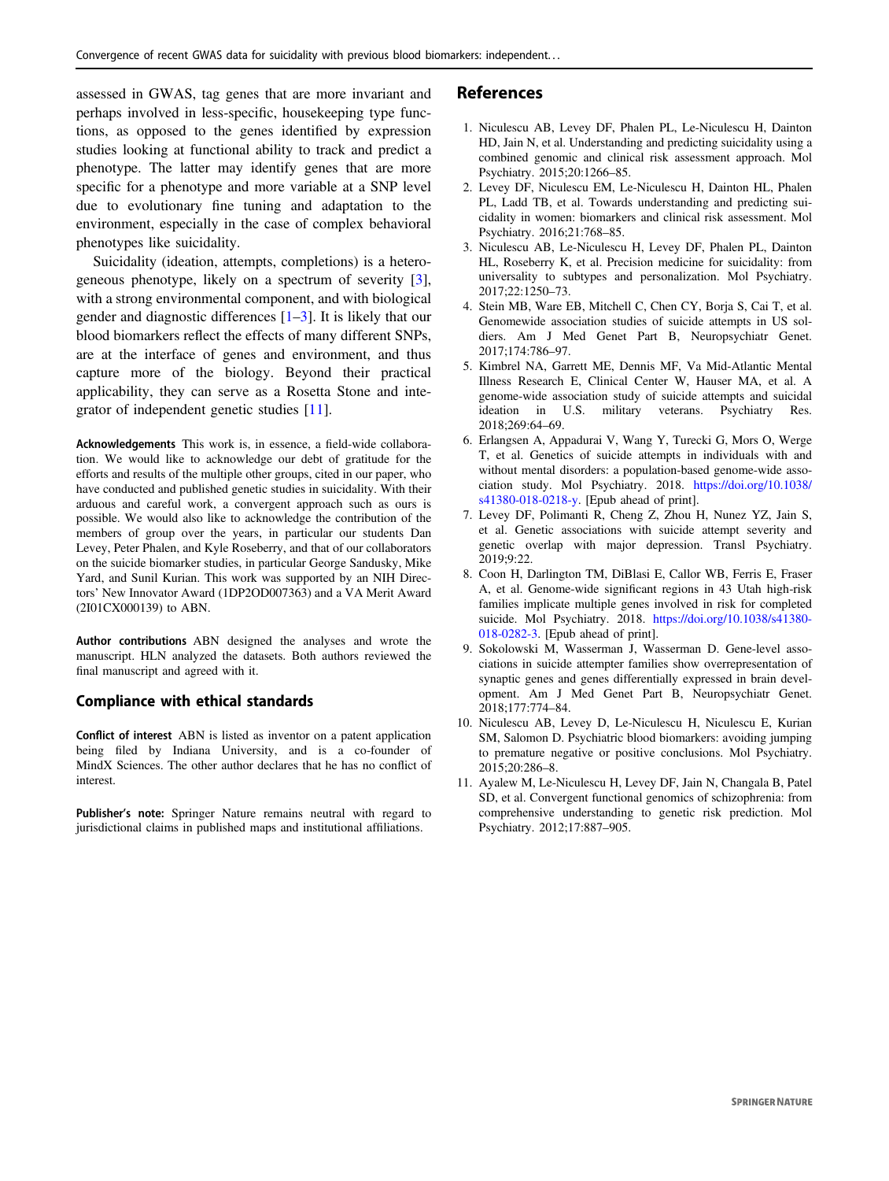assessed in GWAS, tag genes that are more invariant and perhaps involved in less-specific, housekeeping type functions, as opposed to the genes identified by expression studies looking at functional ability to track and predict a phenotype. The latter may identify genes that are more specific for a phenotype and more variable at a SNP level due to evolutionary fine tuning and adaptation to the environment, especially in the case of complex behavioral phenotypes like suicidality.

Suicidality (ideation, attempts, completions) is a heterogeneous phenotype, likely on a spectrum of severity [3], with a strong environmental component, and with biological gender and diagnostic differences [1–3]. It is likely that our blood biomarkers reflect the effects of many different SNPs, are at the interface of genes and environment, and thus capture more of the biology. Beyond their practical applicability, they can serve as a Rosetta Stone and integrator of independent genetic studies [11].

**Acknowledgements** This work is, in essence, a field-wide collaboration. We would like to acknowledge our debt of gratitude for the efforts and results of the multiple other groups, cited in our paper, who have conducted and published genetic studies in suicidality. With their arduous and careful work, a convergent approach such as ours is possible. We would also like to acknowledge the contribution of the members of group over the years, in particular our students Dan Levey, Peter Phalen, and Kyle Roseberry, and that of our collaborators on the suicide biomarker studies, in particular George Sandusky, Mike Yard, and Sunil Kurian. This work was supported by an NIH Directors' New Innovator Award (1DP2OD007363) and a VA Merit Award (2I01CX000139) to ABN.

**Author contributions** ABN designed the analyses and wrote the manuscript. HLN analyzed the datasets. Both authors reviewed the final manuscript and agreed with it.

## Compliance with ethical standards

**Conflict of interest** ABN is listed as inventor on a patent application being filed by Indiana University, and is a co-founder of MindX Sciences. The other author declares that he has no conflict of interest.

**Publisher's note:** Springer Nature remains neutral with regard to jurisdictional claims in published maps and institutional affiliations.

## References

1. Niculescu AB, Levey DF, Phalen PL, Le-Niculescu H, Dainton HD, Jain N, et al. Understanding and predicting suicidality using a combined genomic and clinical risk assessment approach. Mol Psychiatry. 2015;20:1266–85.
2. Levey DF, Niculescu EM, Le-Niculescu H, Dainton HL, Phalen PL, Ladd TB, et al. Towards understanding and predicting suicidality in women: biomarkers and clinical risk assessment. Mol Psychiatry. 2016;21:768–85.
3. Niculescu AB, Le-Niculescu H, Levey DF, Phalen PL, Dainton HL, Roseberry K, et al. Precision medicine for suicidality: from universality to subtypes and personalization. Mol Psychiatry. 2017;22:1250–73.
4. Stein MB, Ware EB, Mitchell C, Chen CY, Borja S, Cai T, et al. Genomewide association studies of suicide attempts in US soldiers. Am J Med Genet Part B, Neuropsychiatr Genet. 2017;174:786–97.
5. Kimbrel NA, Garrett ME, Dennis MF, Va Mid-Atlantic Mental Illness Research E, Clinical Center W, Hauser MA, et al. A genome-wide association study of suicide attempts and suicidal ideation in U.S. military veterans. Psychiatry Res. 2018;269:64–69.
6. Erlangsen A, Appadurai V, Wang Y, Turecki G, Mors O, Werge T, et al. Genetics of suicide attempts in individuals with and without mental disorders: a population-based genome-wide association study. Mol Psychiatry. 2018. https://doi.org/10.1038/s41380-018-0218-y. [Epub ahead of print].
7. Levey DF, Polimanti R, Cheng Z, Zhou H, Nunez YZ, Jain S, et al. Genetic associations with suicide attempt severity and genetic overlap with major depression. Transl Psychiatry. 2019;9:22.
8. Coon H, Darlington TM, DiBlasi E, Callor WB, Ferris E, Fraser A, et al. Genome-wide significant regions in 43 Utah high-risk families implicate multiple genes involved in risk for completed suicide. Mol Psychiatry. 2018. https://doi.org/10.1038/s41380-018-0282-3. [Epub ahead of print].
9. Sokolowski M, Wasserman J, Wasserman D. Gene-level associations in suicide attempter families show overrepresentation of synaptic genes and genes differentially expressed in brain development. Am J Med Genet Part B, Neuropsychiatr Genet. 2018;177:774–84.
10. Niculescu AB, Levey D, Le-Niculescu H, Niculescu E, Kurian SM, Salomon D. Psychiatric blood biomarkers: avoiding jumping to premature negative or positive conclusions. Mol Psychiatry. 2015;20:286–8.
11. Ayalew M, Le-Niculescu H, Levey DF, Jain N, Changala B, Patel SD, et al. Convergent functional genomics of schizophrenia: from comprehensive understanding to genetic risk prediction. Mol Psychiatry. 2012;17:887–905.